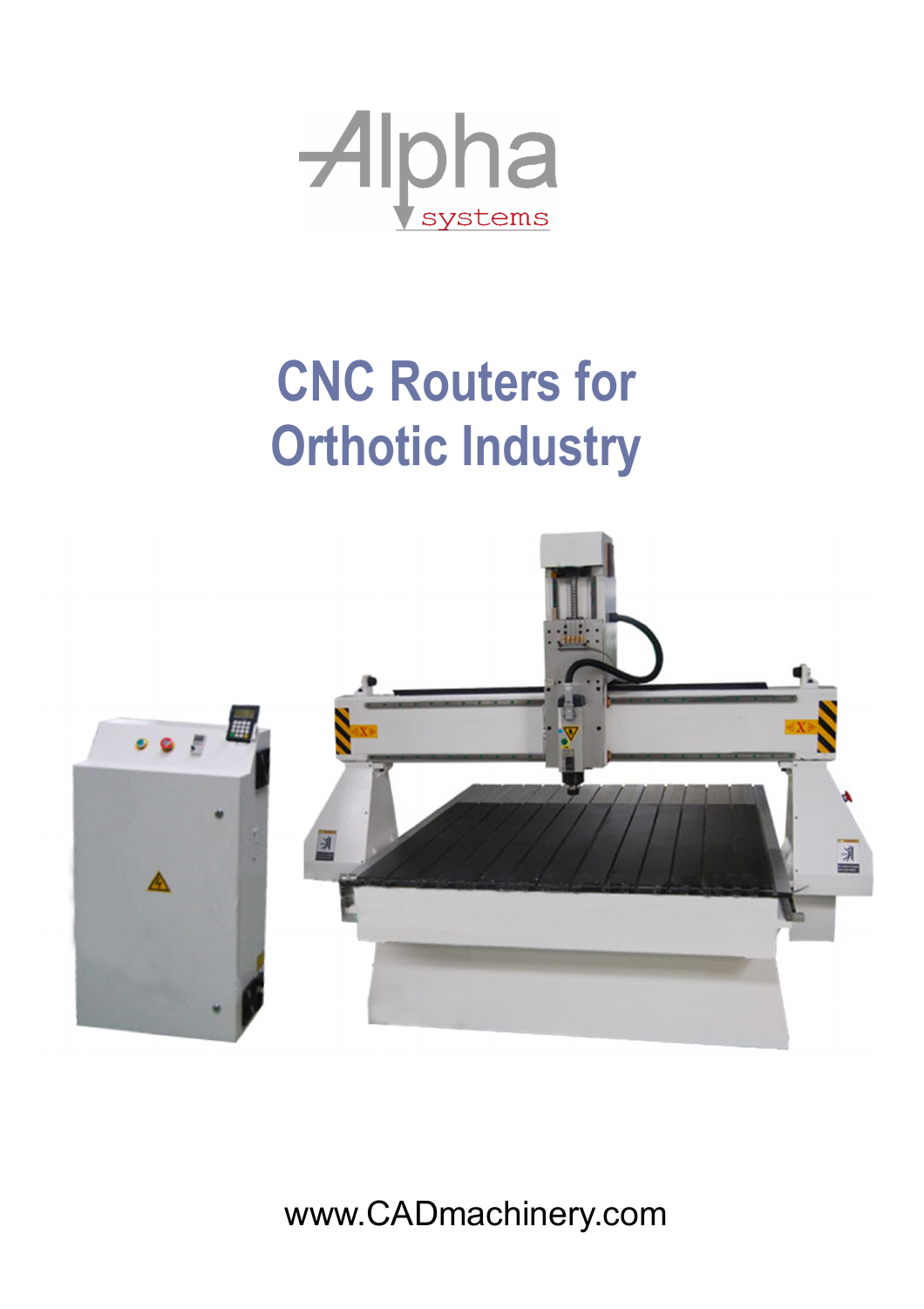Alpha systems

# CNC Routers for Orthotic Industry

www.CADmachinery.com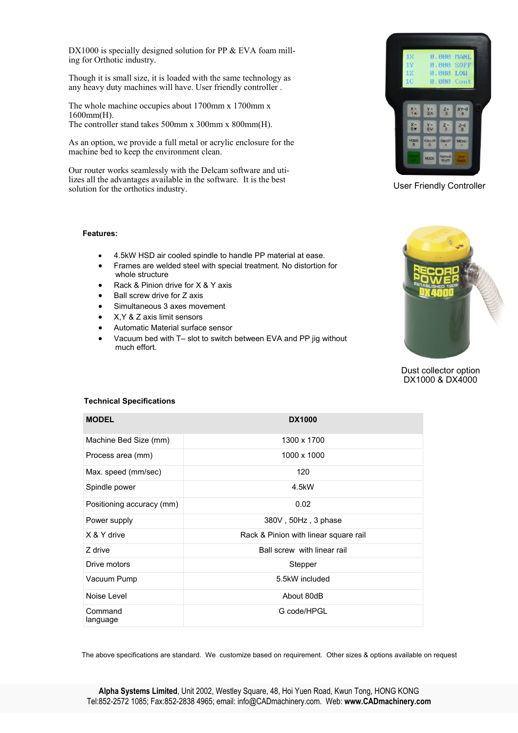DX1000 is specially designed solution for PP & EVA foam milling for Orthotic industry.

Though it is small size, it is loaded with the same technology as any heavy duty machines will have. User friendly controller .

The whole machine occupies about 1700mm x 1700mm x 1600mm(H).
The controller stand takes 500mm x 300mm x 800mm(H).

As an option, we provide a full metal or acrylic enclosure for the machine bed to keep the environment clean.

Our router works seamlessly with the Delcam software and utilizes all the advantages available in the software. It is the best solution for the orthotics industry.

User Friendly Controller

**Features:**

- 4.5kW HSD air cooled spindle to handle PP material at ease.
- Frames are welded steel with special treatment. No distortion for whole structure
- Rack & Pinion drive for X & Y axis
- Ball screw drive for Z axis
- Simultaneous 3 axes movement
- X,Y & Z axis limit sensors
- Automatic Material surface sensor
- Vacuum bed with T– slot to switch between EVA and PP jig without much effort.

Dust collector option
DX1000 & DX4000

**Technical Specifications**

| **MODEL** | **DX1000** |
|---|---|
| Machine Bed Size (mm) | 1300 x 1700 |
| Process area (mm) | 1000 x 1000 |
| Max. speed (mm/sec) | 120 |
| Spindle power | 4.5kW |
| Positioning accuracy (mm) | 0.02 |
| Power supply | 380V , 50Hz , 3 phase |
| X & Y drive | Rack & Pinion with linear square rail |
| Z drive | Ball screw with linear rail |
| Drive motors | Stepper |
| Vacuum Pump | 5.5kW included |
| Noise Level | About 80dB |
| Command language | G code/HPGL |

The above specifications are standard. We customize based on requirement. Other sizes & options available on request

**Alpha Systems Limited**, Unit 2002, Westley Square, 48, Hoi Yuen Road, Kwun Tong, HONG KONG
Tel:852-2572 1085; Fax:852-2838 4965; email: info@CADmachinery.com. Web: **www.CADmachinery.com**